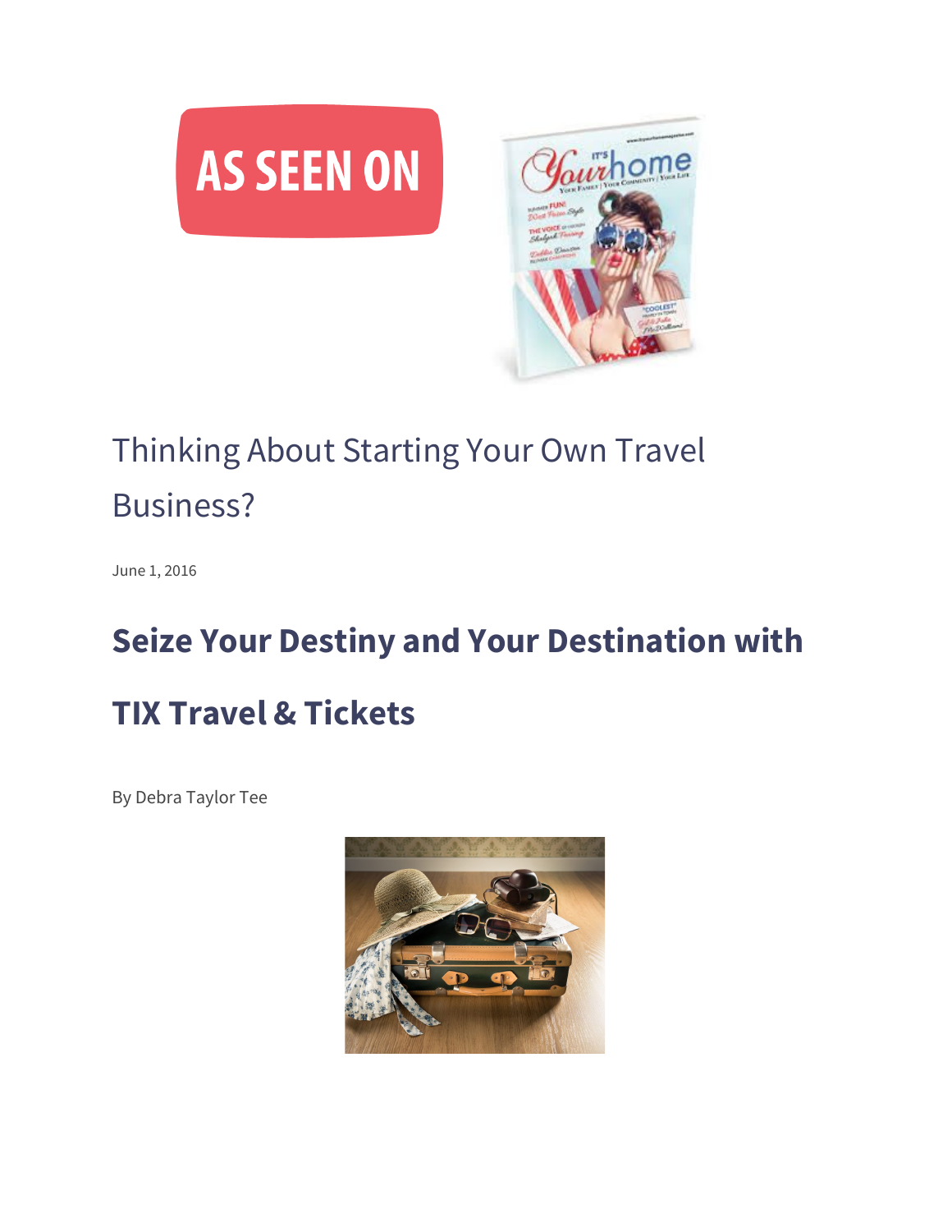AS SEEN ON

# Thinking About Starting Your Own Travel Business?

June 1, 2016

## Seize Your Destiny and Your Destination with TIX Travel & Tickets

By Debra Taylor Tee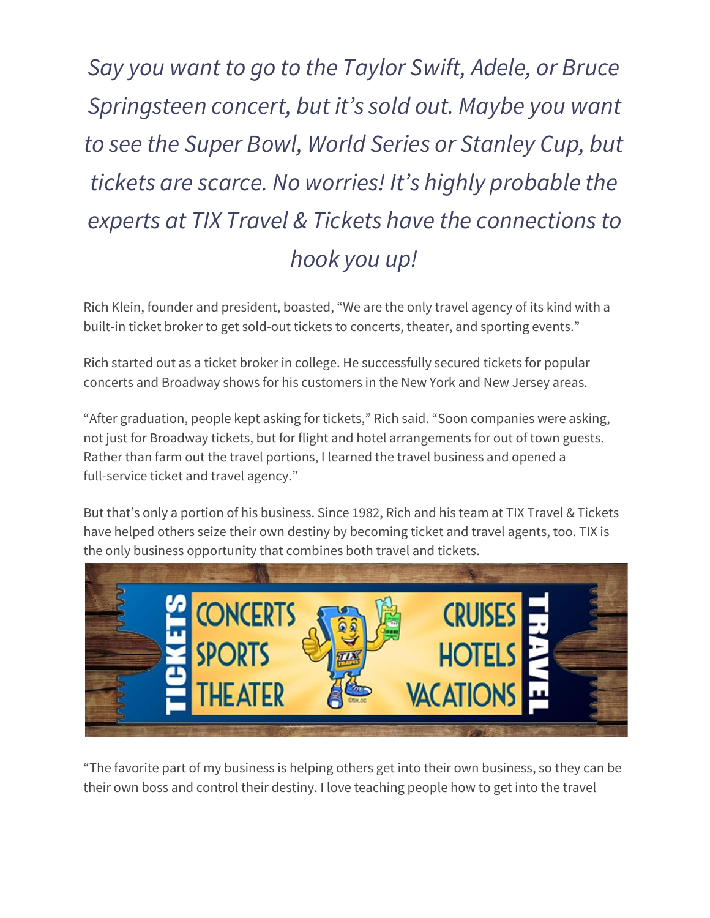*Say you want to go to the Taylor Swift, Adele, or Bruce Springsteen concert, but it's sold out. Maybe you want to see the Super Bowl, World Series or Stanley Cup, but tickets are scarce. No worries! It's highly probable the experts at TIX Travel & Tickets have the connections to hook you up!*

Rich Klein, founder and president, boasted, "We are the only travel agency of its kind with a built-in ticket broker to get sold-out tickets to concerts, theater, and sporting events."

Rich started out as a ticket broker in college. He successfully secured tickets for popular concerts and Broadway shows for his customers in the New York and New Jersey areas.

"After graduation, people kept asking for tickets," Rich said. "Soon companies were asking, not just for Broadway tickets, but for flight and hotel arrangements for out of town guests. Rather than farm out the travel portions, I learned the travel business and opened a full-service ticket and travel agency."

But that's only a portion of his business. Since 1982, Rich and his team at TIX Travel & Tickets have helped others seize their own destiny by becoming ticket and travel agents, too. TIX is the only business opportunity that combines both travel and tickets.

"The favorite part of my business is helping others get into their own business, so they can be their own boss and control their destiny. I love teaching people how to get into the travel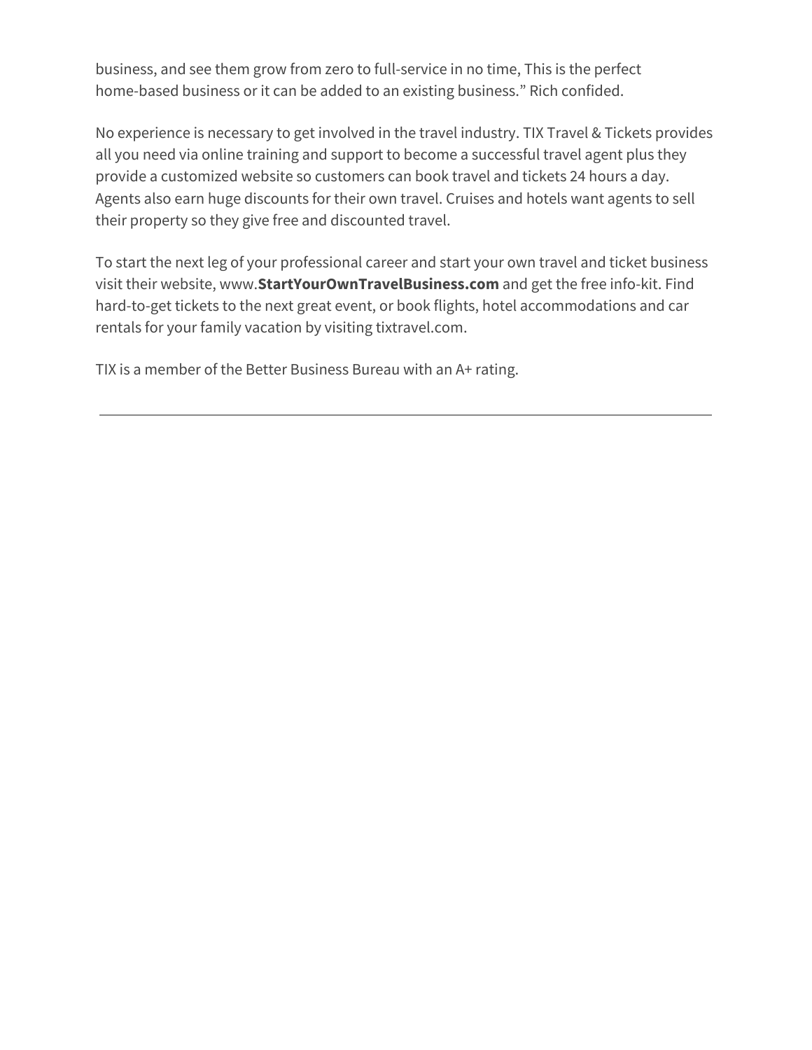business, and see them grow from zero to full-service in no time, This is the perfect home-based business or it can be added to an existing business." Rich confided.

No experience is necessary to get involved in the travel industry. TIX Travel & Tickets provides all you need via online training and support to become a successful travel agent plus they provide a customized website so customers can book travel and tickets 24 hours a day. Agents also earn huge discounts for their own travel. Cruises and hotels want agents to sell their property so they give free and discounted travel.

To start the next leg of your professional career and start your own travel and ticket business visit their website, www.**StartYourOwnTravelBusiness.com** and get the free info-kit. Find hard-to-get tickets to the next great event, or book flights, hotel accommodations and car rentals for your family vacation by visiting tixtravel.com.

TIX is a member of the Better Business Bureau with an A+ rating.

---